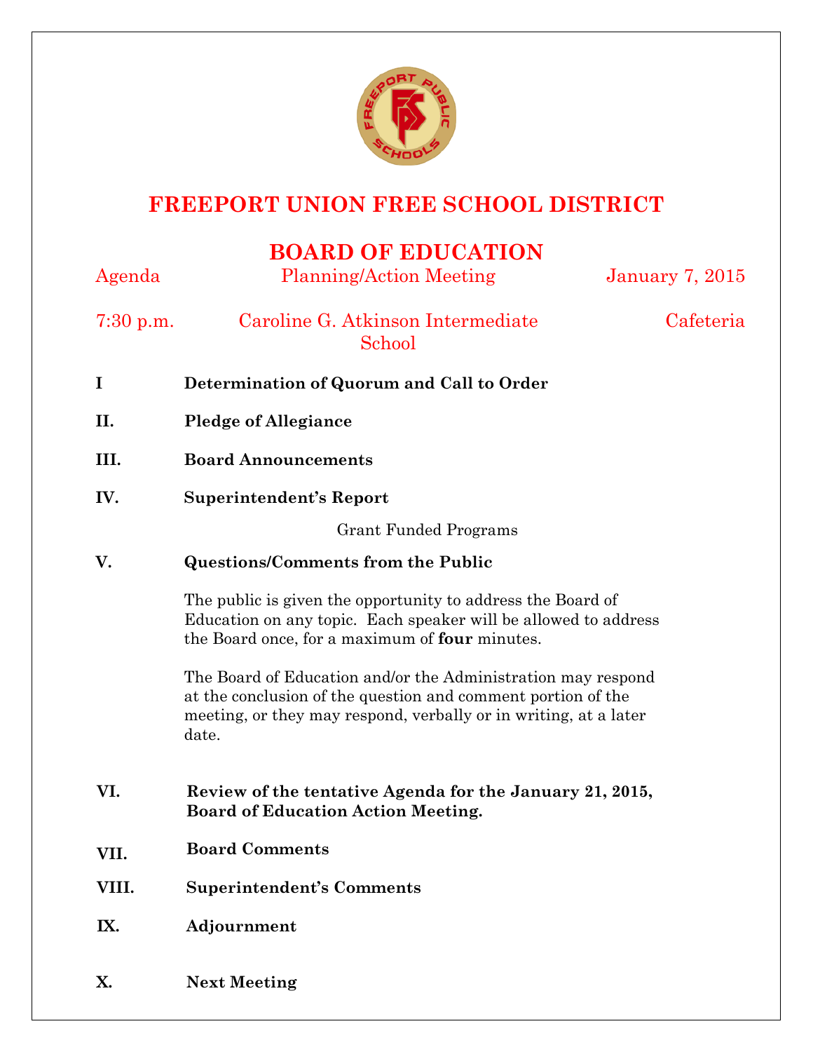# FREEPORT UNION FREE SCHOOL DISTRICT

## BOARD OF EDUCATION

Agenda | Planning/Action Meeting | January 7, 2015

7:30 p.m. | Caroline G. Atkinson Intermediate School | Cafeteria

**I Determination of Quorum and Call to Order**

**II. Pledge of Allegiance**

**III. Board Announcements**

**IV. Superintendent's Report**

Grant Funded Programs

**V. Questions/Comments from the Public**

The public is given the opportunity to address the Board of Education on any topic. Each speaker will be allowed to address the Board once, for a maximum of **four** minutes.

The Board of Education and/or the Administration may respond at the conclusion of the question and comment portion of the meeting, or they may respond, verbally or in writing, at a later date.

**VI. Review of the tentative Agenda for the January 21, 2015, Board of Education Action Meeting.**

**VII. Board Comments**

**VIII. Superintendent's Comments**

**IX. Adjournment**

**X. Next Meeting**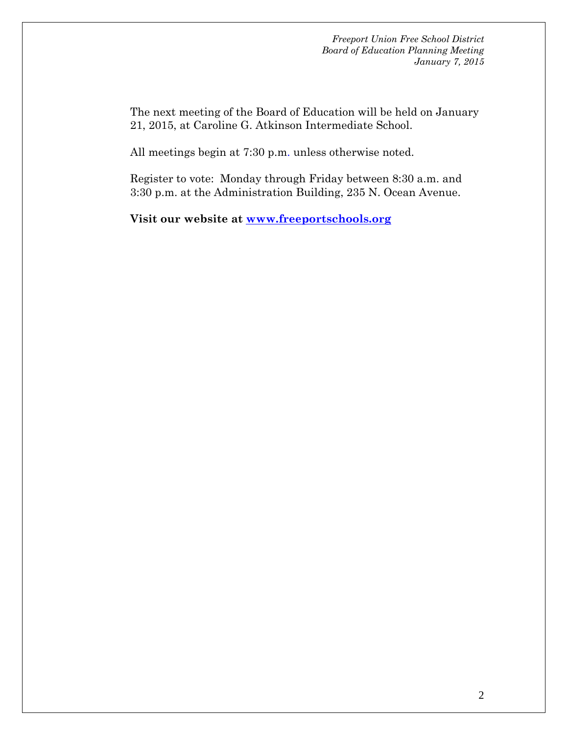The next meeting of the Board of Education will be held on January 21, 2015, at Caroline G. Atkinson Intermediate School.

All meetings begin at 7:30 p.m. unless otherwise noted.

Register to vote: Monday through Friday between 8:30 a.m. and 3:30 p.m. at the Administration Building, 235 N. Ocean Avenue.

**Visit our website at [www.freeportschools.org](http://www.freeportschools.org)**